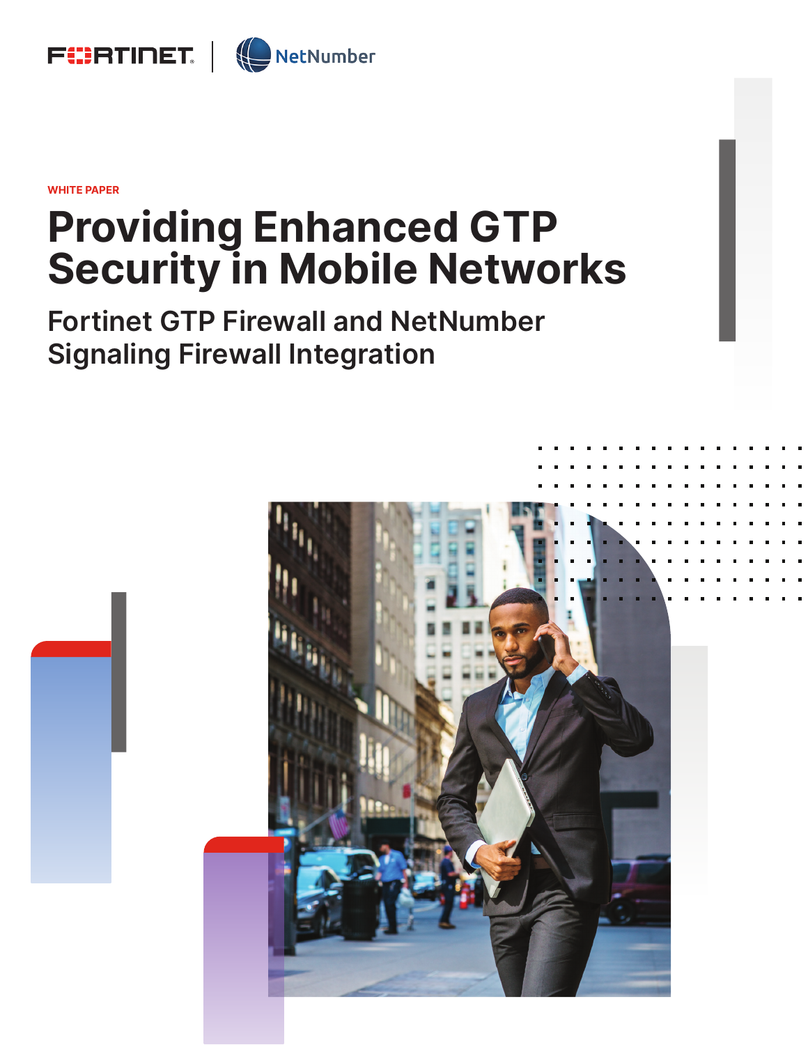WHITE PAPER

# Providing Enhanced GTP Security in Mobile Networks

## Fortinet GTP Firewall and NetNumber Signaling Firewall Integration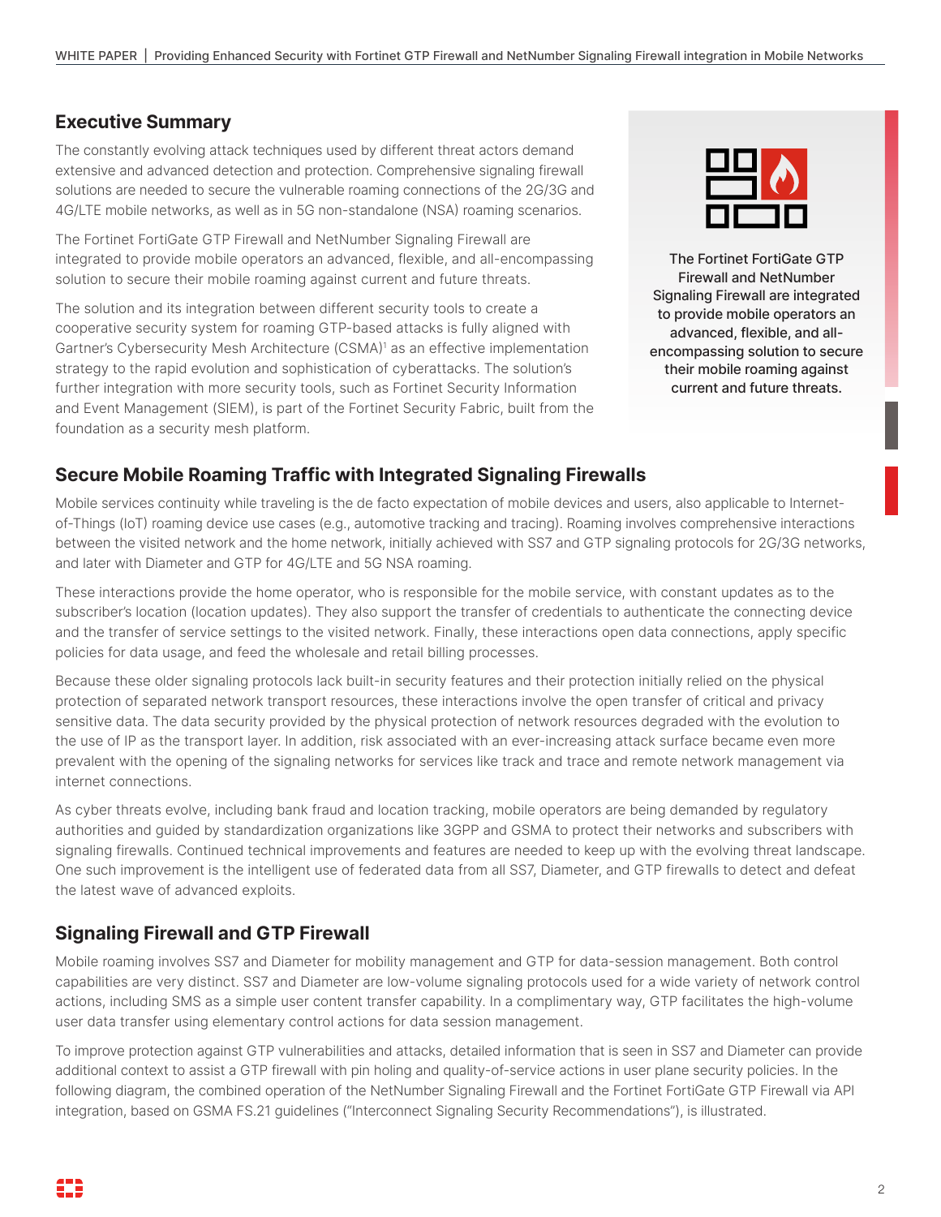## Executive Summary

The constantly evolving attack techniques used by different threat actors demand extensive and advanced detection and protection. Comprehensive signaling firewall solutions are needed to secure the vulnerable roaming connections of the 2G/3G and 4G/LTE mobile networks, as well as in 5G non-standalone (NSA) roaming scenarios.

The Fortinet FortiGate GTP Firewall and NetNumber Signaling Firewall are integrated to provide mobile operators an advanced, flexible, and all-encompassing solution to secure their mobile roaming against current and future threats.

The solution and its integration between different security tools to create a cooperative security system for roaming GTP-based attacks is fully aligned with Gartner's Cybersecurity Mesh Architecture (CSMA)[1] as an effective implementation strategy to the rapid evolution and sophistication of cyberattacks. The solution's further integration with more security tools, such as Fortinet Security Information and Event Management (SIEM), is part of the Fortinet Security Fabric, built from the foundation as a security mesh platform.

The Fortinet FortiGate GTP Firewall and NetNumber Signaling Firewall are integrated to provide mobile operators an advanced, flexible, and all-encompassing solution to secure their mobile roaming against current and future threats.

## Secure Mobile Roaming Traffic with Integrated Signaling Firewalls

Mobile services continuity while traveling is the de facto expectation of mobile devices and users, also applicable to Internet-of-Things (IoT) roaming device use cases (e.g., automotive tracking and tracing). Roaming involves comprehensive interactions between the visited network and the home network, initially achieved with SS7 and GTP signaling protocols for 2G/3G networks, and later with Diameter and GTP for 4G/LTE and 5G NSA roaming.

These interactions provide the home operator, who is responsible for the mobile service, with constant updates as to the subscriber's location (location updates). They also support the transfer of credentials to authenticate the connecting device and the transfer of service settings to the visited network. Finally, these interactions open data connections, apply specific policies for data usage, and feed the wholesale and retail billing processes.

Because these older signaling protocols lack built-in security features and their protection initially relied on the physical protection of separated network transport resources, these interactions involve the open transfer of critical and privacy sensitive data. The data security provided by the physical protection of network resources degraded with the evolution to the use of IP as the transport layer. In addition, risk associated with an ever-increasing attack surface became even more prevalent with the opening of the signaling networks for services like track and trace and remote network management via internet connections.

As cyber threats evolve, including bank fraud and location tracking, mobile operators are being demanded by regulatory authorities and guided by standardization organizations like 3GPP and GSMA to protect their networks and subscribers with signaling firewalls. Continued technical improvements and features are needed to keep up with the evolving threat landscape. One such improvement is the intelligent use of federated data from all SS7, Diameter, and GTP firewalls to detect and defeat the latest wave of advanced exploits.

## Signaling Firewall and GTP Firewall

Mobile roaming involves SS7 and Diameter for mobility management and GTP for data-session management. Both control capabilities are very distinct. SS7 and Diameter are low-volume signaling protocols used for a wide variety of network control actions, including SMS as a simple user content transfer capability. In a complimentary way, GTP facilitates the high-volume user data transfer using elementary control actions for data session management.

To improve protection against GTP vulnerabilities and attacks, detailed information that is seen in SS7 and Diameter can provide additional context to assist a GTP firewall with pin holing and quality-of-service actions in user plane security policies. In the following diagram, the combined operation of the NetNumber Signaling Firewall and the Fortinet FortiGate GTP Firewall via API integration, based on GSMA FS.21 guidelines ("Interconnect Signaling Security Recommendations"), is illustrated.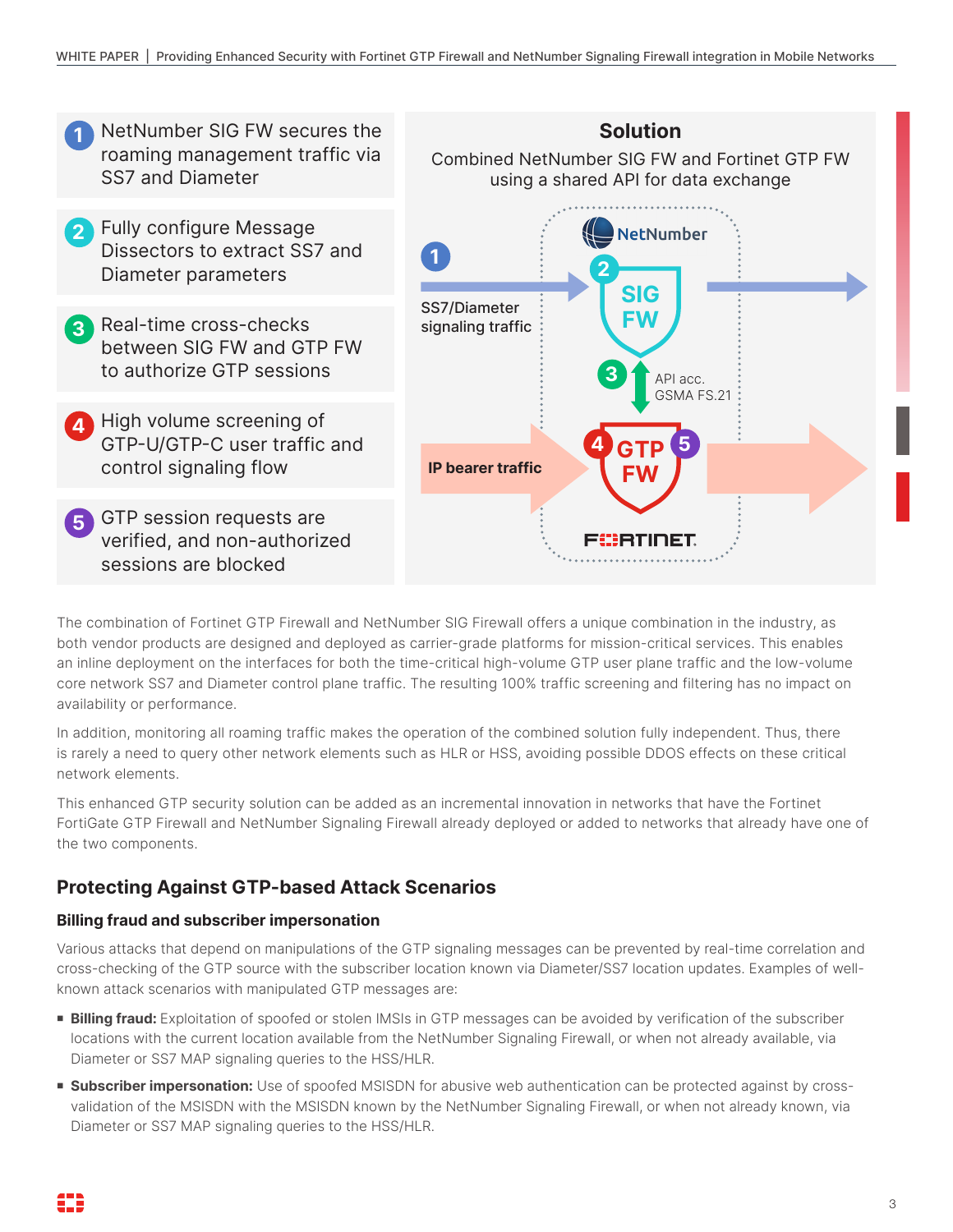1. NetNumber SIG FW secures the roaming management traffic via SS7 and Diameter
2. Fully configure Message Dissectors to extract SS7 and Diameter parameters
3. Real-time cross-checks between SIG FW and GTP FW to authorize GTP sessions
4. High volume screening of GTP-U/GTP-C user traffic and control signaling flow
5. GTP session requests are verified, and non-authorized sessions are blocked

**Solution**

Combined NetNumber SIG FW and Fortinet GTP FW using a shared API for data exchange

SS7/Diameter signaling traffic — SIG FW — API acc. GSMA FS.21 — GTP FW — IP bearer traffic

The combination of Fortinet GTP Firewall and NetNumber SIG Firewall offers a unique combination in the industry, as both vendor products are designed and deployed as carrier-grade platforms for mission-critical services. This enables an inline deployment on the interfaces for both the time-critical high-volume GTP user plane traffic and the low-volume core network SS7 and Diameter control plane traffic. The resulting 100% traffic screening and filtering has no impact on availability or performance.

In addition, monitoring all roaming traffic makes the operation of the combined solution fully independent. Thus, there is rarely a need to query other network elements such as HLR or HSS, avoiding possible DDOS effects on these critical network elements.

This enhanced GTP security solution can be added as an incremental innovation in networks that have the Fortinet FortiGate GTP Firewall and NetNumber Signaling Firewall already deployed or added to networks that already have one of the two components.

## Protecting Against GTP-based Attack Scenarios

### Billing fraud and subscriber impersonation

Various attacks that depend on manipulations of the GTP signaling messages can be prevented by real-time correlation and cross-checking of the GTP source with the subscriber location known via Diameter/SS7 location updates. Examples of well-known attack scenarios with manipulated GTP messages are:

- **Billing fraud:** Exploitation of spoofed or stolen IMSIs in GTP messages can be avoided by verification of the subscriber locations with the current location available from the NetNumber Signaling Firewall, or when not already available, via Diameter or SS7 MAP signaling queries to the HSS/HLR.
- **Subscriber impersonation:** Use of spoofed MSISDN for abusive web authentication can be protected against by cross-validation of the MSISDN with the MSISDN known by the NetNumber Signaling Firewall, or when not already known, via Diameter or SS7 MAP signaling queries to the HSS/HLR.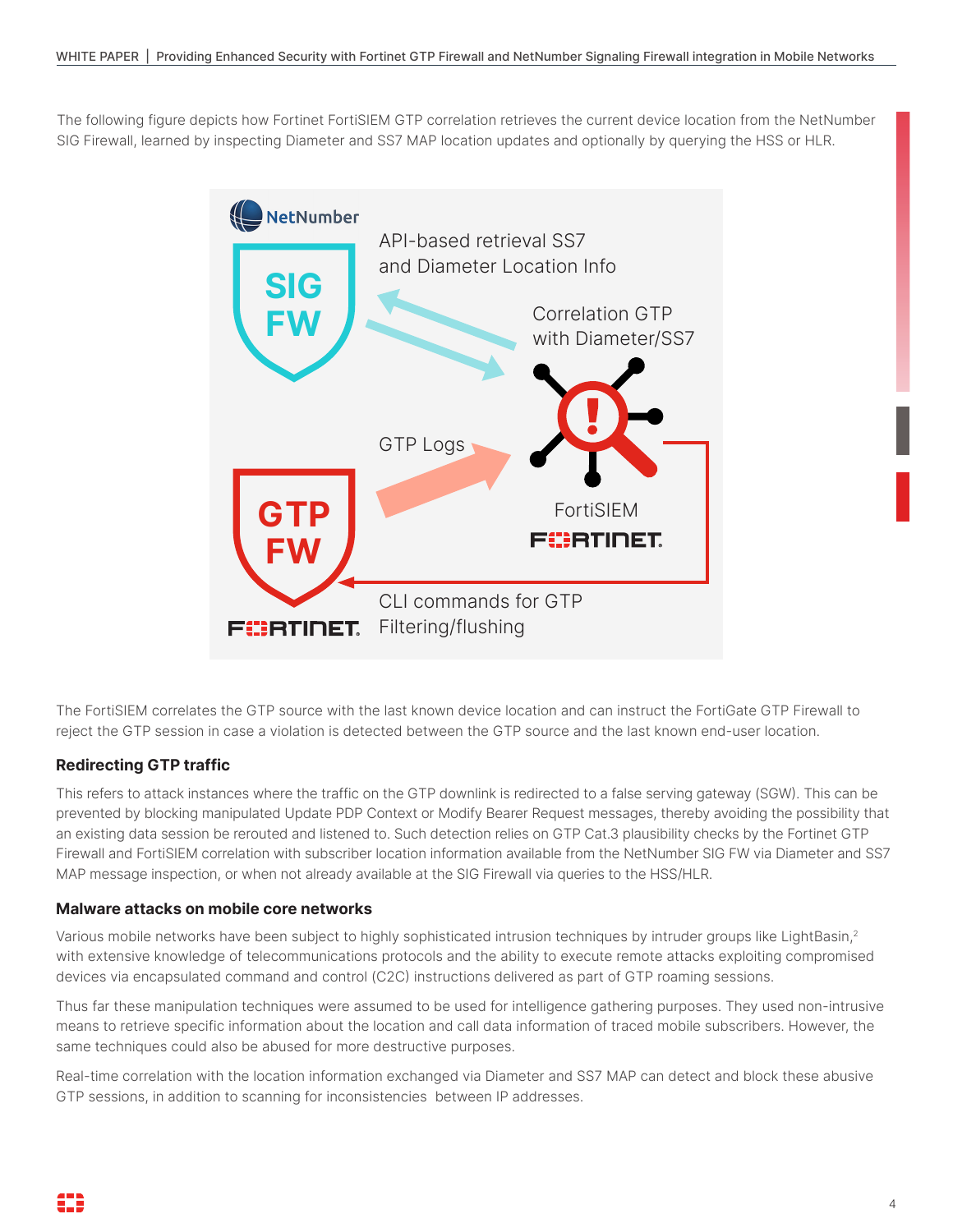The following figure depicts how Fortinet FortiSIEM GTP correlation retrieves the current device location from the NetNumber SIG Firewall, learned by inspecting Diameter and SS7 MAP location updates and optionally by querying the HSS or HLR.

The FortiSIEM correlates the GTP source with the last known device location and can instruct the FortiGate GTP Firewall to reject the GTP session in case a violation is detected between the GTP source and the last known end-user location.

### Redirecting GTP traffic

This refers to attack instances where the traffic on the GTP downlink is redirected to a false serving gateway (SGW). This can be prevented by blocking manipulated Update PDP Context or Modify Bearer Request messages, thereby avoiding the possibility that an existing data session be rerouted and listened to. Such detection relies on GTP Cat.3 plausibility checks by the Fortinet GTP Firewall and FortiSIEM correlation with subscriber location information available from the NetNumber SIG FW via Diameter and SS7 MAP message inspection, or when not already available at the SIG Firewall via queries to the HSS/HLR.

### Malware attacks on mobile core networks

Various mobile networks have been subject to highly sophisticated intrusion techniques by intruder groups like LightBasin,[2] with extensive knowledge of telecommunications protocols and the ability to execute remote attacks exploiting compromised devices via encapsulated command and control (C2C) instructions delivered as part of GTP roaming sessions.

Thus far these manipulation techniques were assumed to be used for intelligence gathering purposes. They used non-intrusive means to retrieve specific information about the location and call data information of traced mobile subscribers. However, the same techniques could also be abused for more destructive purposes.

Real-time correlation with the location information exchanged via Diameter and SS7 MAP can detect and block these abusive GTP sessions, in addition to scanning for inconsistencies between IP addresses.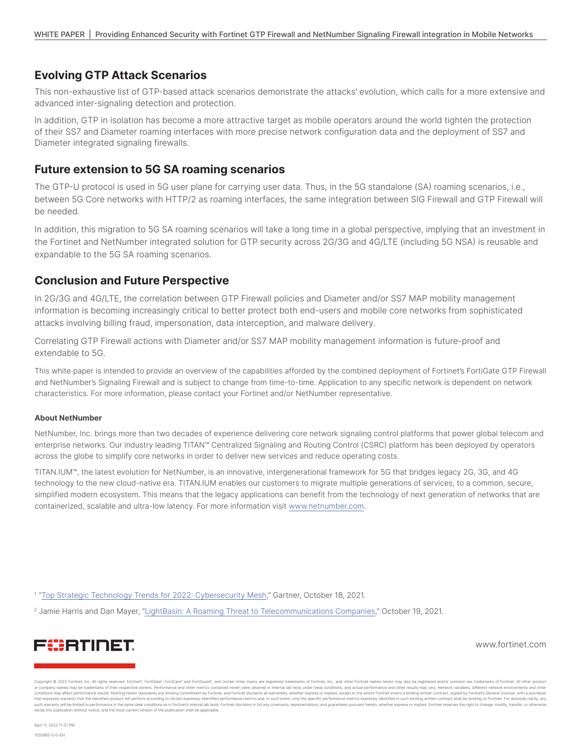## Evolving GTP Attack Scenarios

This non-exhaustive list of GTP-based attack scenarios demonstrate the attacks' evolution, which calls for a more extensive and advanced inter-signaling detection and protection.

In addition, GTP in isolation has become a more attractive target as mobile operators around the world tighten the protection of their SS7 and Diameter roaming interfaces with more precise network configuration data and the deployment of SS7 and Diameter integrated signaling firewalls.

## Future extension to 5G SA roaming scenarios

The GTP-U protocol is used in 5G user plane for carrying user data. Thus, in the 5G standalone (SA) roaming scenarios, i.e., between 5G Core networks with HTTP/2 as roaming interfaces, the same integration between SIG Firewall and GTP Firewall will be needed.

In addition, this migration to 5G SA roaming scenarios will take a long time in a global perspective, implying that an investment in the Fortinet and NetNumber integrated solution for GTP security across 2G/3G and 4G/LTE (including 5G NSA) is reusable and expandable to the 5G SA roaming scenarios.

## Conclusion and Future Perspective

In 2G/3G and 4G/LTE, the correlation between GTP Firewall policies and Diameter and/or SS7 MAP mobility management information is becoming increasingly critical to better protect both end-users and mobile core networks from sophisticated attacks involving billing fraud, impersonation, data interception, and malware delivery.

Correlating GTP Firewall actions with Diameter and/or SS7 MAP mobility management information is future-proof and extendable to 5G.

This white paper is intended to provide an overview of the capabilities afforded by the combined deployment of Fortinet's FortiGate GTP Firewall and NetNumber's Signaling Firewall and is subject to change from time-to-time. Application to any specific network is dependent on network characteristics. For more information, please contact your Fortinet and/or NetNumber representative.

**About NetNumber**

NetNumber, Inc. brings more than two decades of experience delivering core network signaling control platforms that power global telecom and enterprise networks. Our industry leading TITAN™ Centralized Signaling and Routing Control (CSRC) platform has been deployed by operators across the globe to simplify core networks in order to deliver new services and reduce operating costs.

TITAN.IUM™, the latest evolution for NetNumber, is an innovative, intergenerational framework for 5G that bridges legacy 2G, 3G, and 4G technology to the new cloud-native era. TITAN.IUM enables our customers to migrate multiple generations of services, to a common, secure, simplified modern ecosystem. This means that the legacy applications can benefit from the technology of next generation of networks that are containerized, scalable and ultra-low latency. For more information visit www.netnumber.com.

[1] "Top Strategic Technology Trends for 2022: Cybersecurity Mesh," Gartner, October 18, 2021.

[2] Jamie Harris and Dan Mayer, "LightBasin: A Roaming Threat to Telecommunications Companies," October 19, 2021.

FERTINET

www.fortinet.com

Copyright © 2022 Fortinet, Inc. All rights reserved. Fortinet®, FortiGate®, FortiCare® and FortiGuard®, and certain other marks are registered trademarks of Fortinet, Inc., and other Fortinet names herein may also be registered and/or common law trademarks of Fortinet. All other product or company names may be trademarks of their respective owners. Performance and other metrics contained herein were attained in internal lab tests under ideal conditions, and actual performance and other results may vary. Network variables, different network environments and other conditions may affect performance results. Nothing herein represents any binding commitment by Fortinet, and Fortinet disclaims all warranties, whether express or implied, except to the extent Fortinet enters a binding written contract, signed by Fortinet's General Counsel, with a purchaser that expressly warrants that the identified product will perform according to certain expressly-identified performance metrics and, in such event, only the specific performance metrics expressly identified in such binding written contract shall be binding on Fortinet. For absolute clarity, any such warranty will be limited to performance in the same ideal conditions as in Fortinet's internal lab tests. Fortinet disclaims in full any covenants, representations, and guarantees pursuant hereto, whether express or implied. Fortinet reserves the right to change, modify, transfer, or otherwise revise this publication without notice, and the most current version of the publication shall be applicable.

April 11, 2022 11:37 PM

1550965-0-0-EN